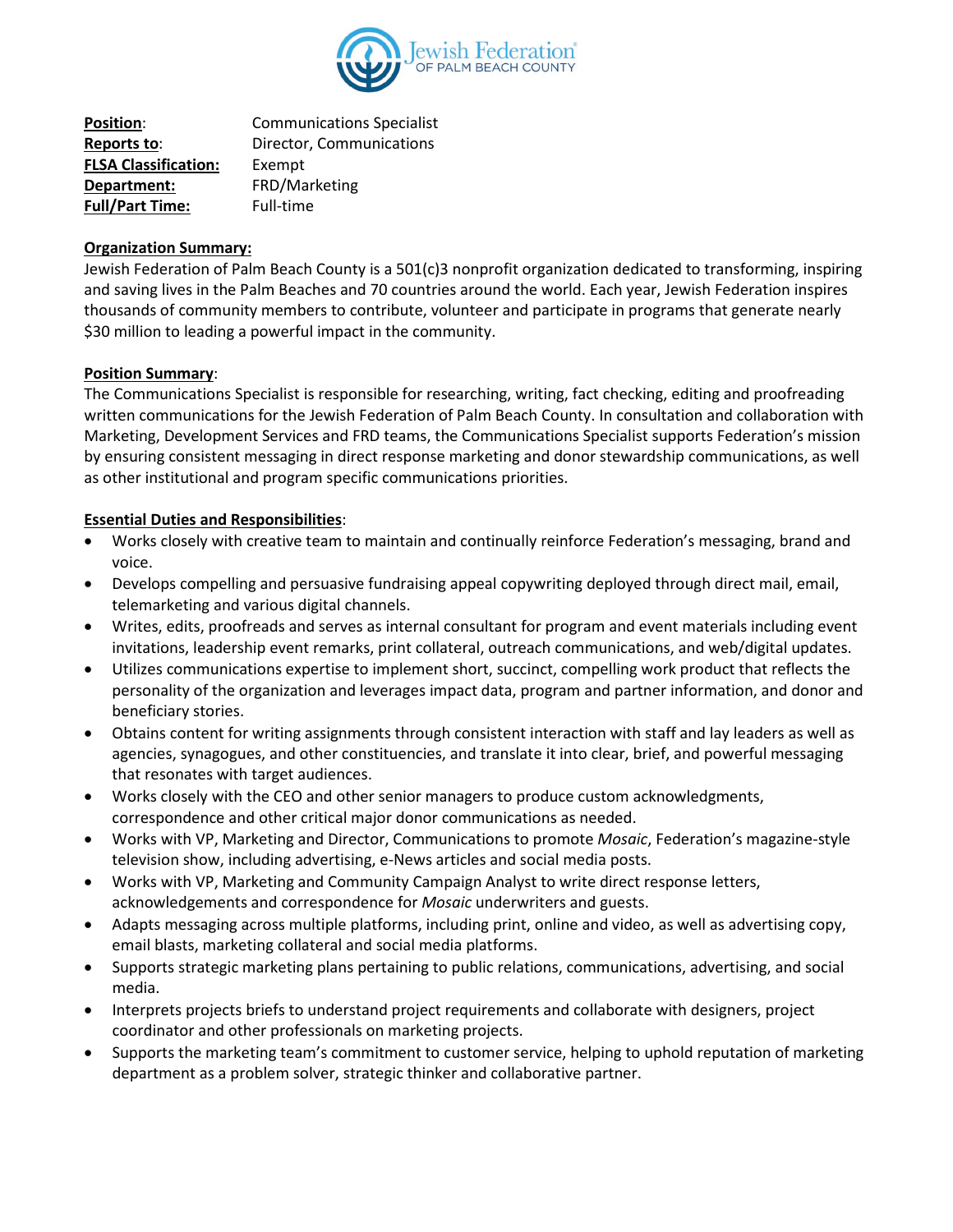Jewish Federation OF PALM BEACH COUNTY

| | |
|---|---|
| **Position**: | Communications Specialist |
| **Reports to**: | Director, Communications |
| **FLSA Classification:** | Exempt |
| **Department:** | FRD/Marketing |
| **Full/Part Time:** | Full-time |

**Organization Summary:**

Jewish Federation of Palm Beach County is a 501(c)3 nonprofit organization dedicated to transforming, inspiring and saving lives in the Palm Beaches and 70 countries around the world. Each year, Jewish Federation inspires thousands of community members to contribute, volunteer and participate in programs that generate nearly $30 million to leading a powerful impact in the community.

**Position Summary**:

The Communications Specialist is responsible for researching, writing, fact checking, editing and proofreading written communications for the Jewish Federation of Palm Beach County. In consultation and collaboration with Marketing, Development Services and FRD teams, the Communications Specialist supports Federation's mission by ensuring consistent messaging in direct response marketing and donor stewardship communications, as well as other institutional and program specific communications priorities.

**Essential Duties and Responsibilities**:

- Works closely with creative team to maintain and continually reinforce Federation's messaging, brand and voice.
- Develops compelling and persuasive fundraising appeal copywriting deployed through direct mail, email, telemarketing and various digital channels.
- Writes, edits, proofreads and serves as internal consultant for program and event materials including event invitations, leadership event remarks, print collateral, outreach communications, and web/digital updates.
- Utilizes communications expertise to implement short, succinct, compelling work product that reflects the personality of the organization and leverages impact data, program and partner information, and donor and beneficiary stories.
- Obtains content for writing assignments through consistent interaction with staff and lay leaders as well as agencies, synagogues, and other constituencies, and translate it into clear, brief, and powerful messaging that resonates with target audiences.
- Works closely with the CEO and other senior managers to produce custom acknowledgments, correspondence and other critical major donor communications as needed.
- Works with VP, Marketing and Director, Communications to promote *Mosaic*, Federation's magazine-style television show, including advertising, e-News articles and social media posts.
- Works with VP, Marketing and Community Campaign Analyst to write direct response letters, acknowledgements and correspondence for *Mosaic* underwriters and guests.
- Adapts messaging across multiple platforms, including print, online and video, as well as advertising copy, email blasts, marketing collateral and social media platforms.
- Supports strategic marketing plans pertaining to public relations, communications, advertising, and social media.
- Interprets projects briefs to understand project requirements and collaborate with designers, project coordinator and other professionals on marketing projects.
- Supports the marketing team's commitment to customer service, helping to uphold reputation of marketing department as a problem solver, strategic thinker and collaborative partner.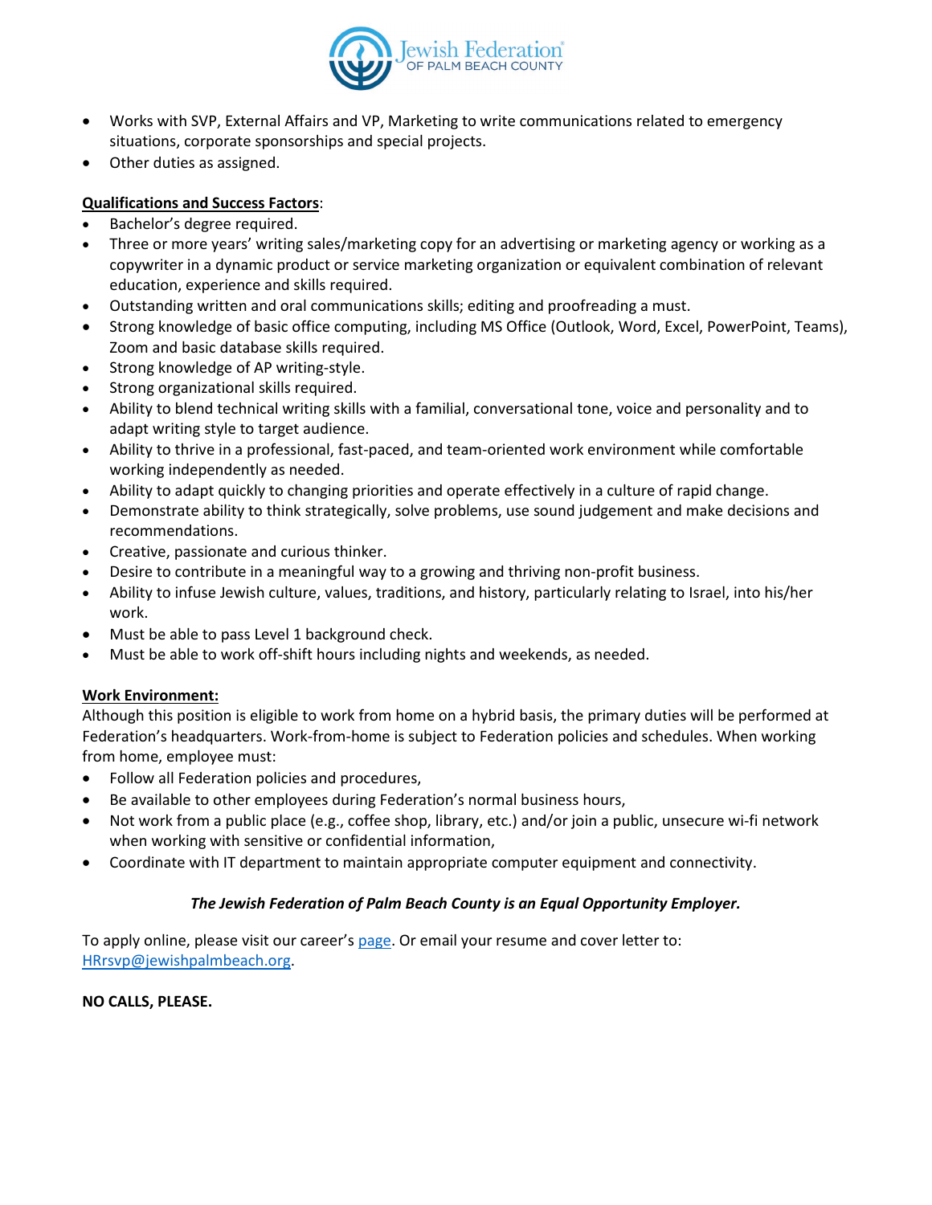- Works with SVP, External Affairs and VP, Marketing to write communications related to emergency situations, corporate sponsorships and special projects.
- Other duties as assigned.

**Qualifications and Success Factors**:

- Bachelor's degree required.
- Three or more years' writing sales/marketing copy for an advertising or marketing agency or working as a copywriter in a dynamic product or service marketing organization or equivalent combination of relevant education, experience and skills required.
- Outstanding written and oral communications skills; editing and proofreading a must.
- Strong knowledge of basic office computing, including MS Office (Outlook, Word, Excel, PowerPoint, Teams), Zoom and basic database skills required.
- Strong knowledge of AP writing-style.
- Strong organizational skills required.
- Ability to blend technical writing skills with a familial, conversational tone, voice and personality and to adapt writing style to target audience.
- Ability to thrive in a professional, fast-paced, and team-oriented work environment while comfortable working independently as needed.
- Ability to adapt quickly to changing priorities and operate effectively in a culture of rapid change.
- Demonstrate ability to think strategically, solve problems, use sound judgement and make decisions and recommendations.
- Creative, passionate and curious thinker.
- Desire to contribute in a meaningful way to a growing and thriving non-profit business.
- Ability to infuse Jewish culture, values, traditions, and history, particularly relating to Israel, into his/her work.
- Must be able to pass Level 1 background check.
- Must be able to work off-shift hours including nights and weekends, as needed.

**Work Environment:**

Although this position is eligible to work from home on a hybrid basis, the primary duties will be performed at Federation's headquarters. Work-from-home is subject to Federation policies and schedules. When working from home, employee must:

- Follow all Federation policies and procedures,
- Be available to other employees during Federation's normal business hours,
- Not work from a public place (e.g., coffee shop, library, etc.) and/or join a public, unsecure wi-fi network when working with sensitive or confidential information,
- Coordinate with IT department to maintain appropriate computer equipment and connectivity.

***The Jewish Federation of Palm Beach County is an Equal Opportunity Employer.***

To apply online, please visit our career's page. Or email your resume and cover letter to: HRrsvp@jewishpalmbeach.org.

**NO CALLS, PLEASE.**